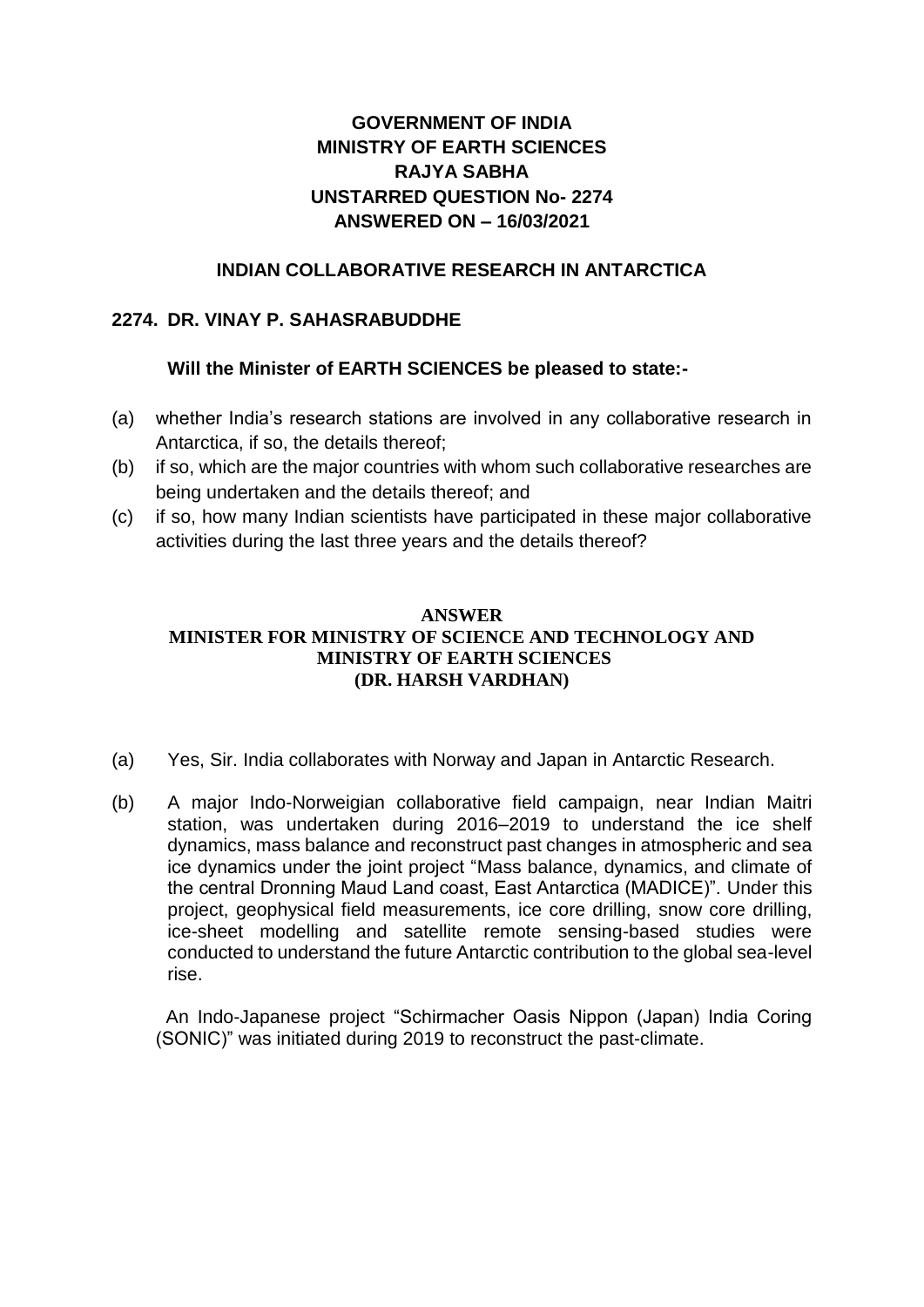# GOVERNMENT OF INDIA
# MINISTRY OF EARTH SCIENCES
# RAJYA SABHA
# UNSTARRED QUESTION No- 2274
# ANSWERED ON – 16/03/2021

## INDIAN COLLABORATIVE RESEARCH IN ANTARCTICA

**2274. DR. VINAY P. SAHASRABUDDHE**

**Will the Minister of EARTH SCIENCES be pleased to state:-**

(a) whether India's research stations are involved in any collaborative research in Antarctica, if so, the details thereof;

(b) if so, which are the major countries with whom such collaborative researches are being undertaken and the details thereof; and

(c) if so, how many Indian scientists have participated in these major collaborative activities during the last three years and the details thereof?

**ANSWER**
**MINISTER FOR MINISTRY OF SCIENCE AND TECHNOLOGY AND MINISTRY OF EARTH SCIENCES**
**(DR. HARSH VARDHAN)**

(a) Yes, Sir. India collaborates with Norway and Japan in Antarctic Research.

(b) A major Indo-Norweigian collaborative field campaign, near Indian Maitri station, was undertaken during 2016–2019 to understand the ice shelf dynamics, mass balance and reconstruct past changes in atmospheric and sea ice dynamics under the joint project "Mass balance, dynamics, and climate of the central Dronning Maud Land coast, East Antarctica (MADICE)". Under this project, geophysical field measurements, ice core drilling, snow core drilling, ice-sheet modelling and satellite remote sensing-based studies were conducted to understand the future Antarctic contribution to the global sea-level rise.

An Indo-Japanese project "Schirmacher Oasis Nippon (Japan) India Coring (SONIC)" was initiated during 2019 to reconstruct the past-climate.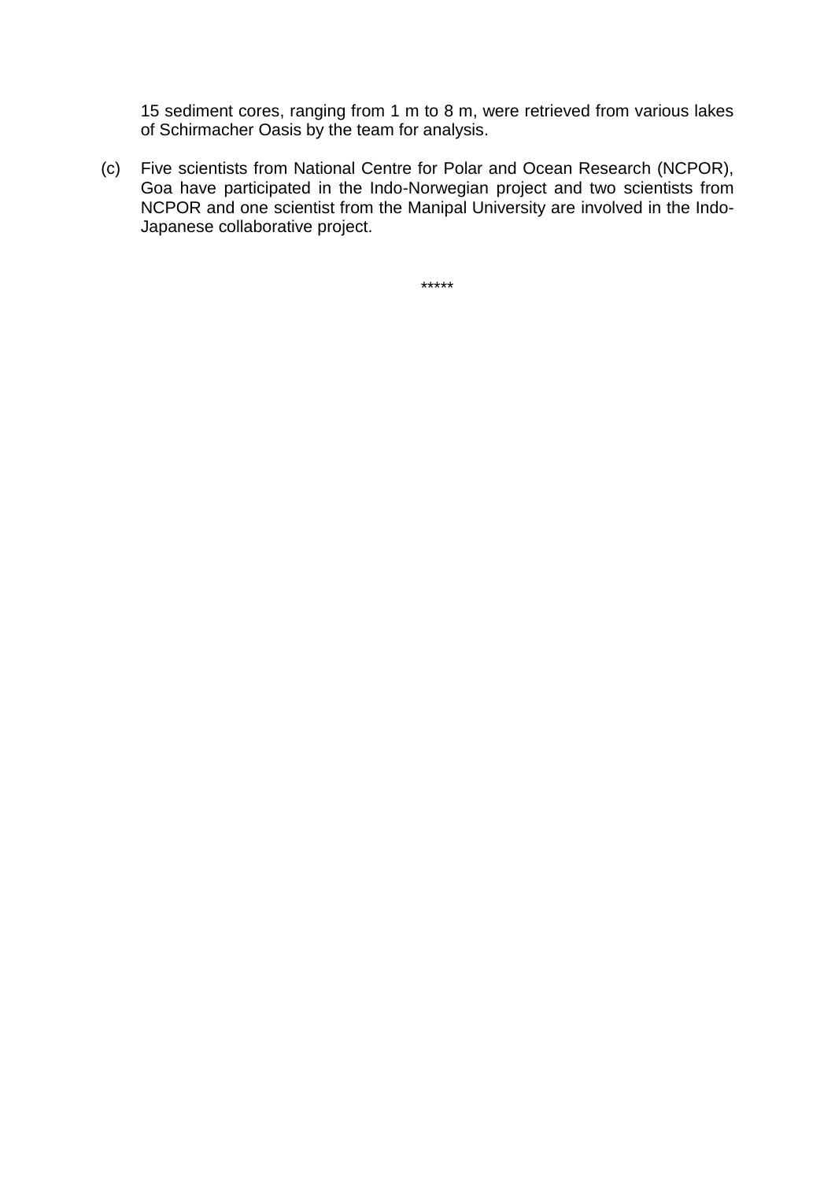15 sediment cores, ranging from 1 m to 8 m, were retrieved from various lakes of Schirmacher Oasis by the team for analysis.

(c) Five scientists from National Centre for Polar and Ocean Research (NCPOR), Goa have participated in the Indo-Norwegian project and two scientists from NCPOR and one scientist from the Manipal University are involved in the Indo-Japanese collaborative project.

*****